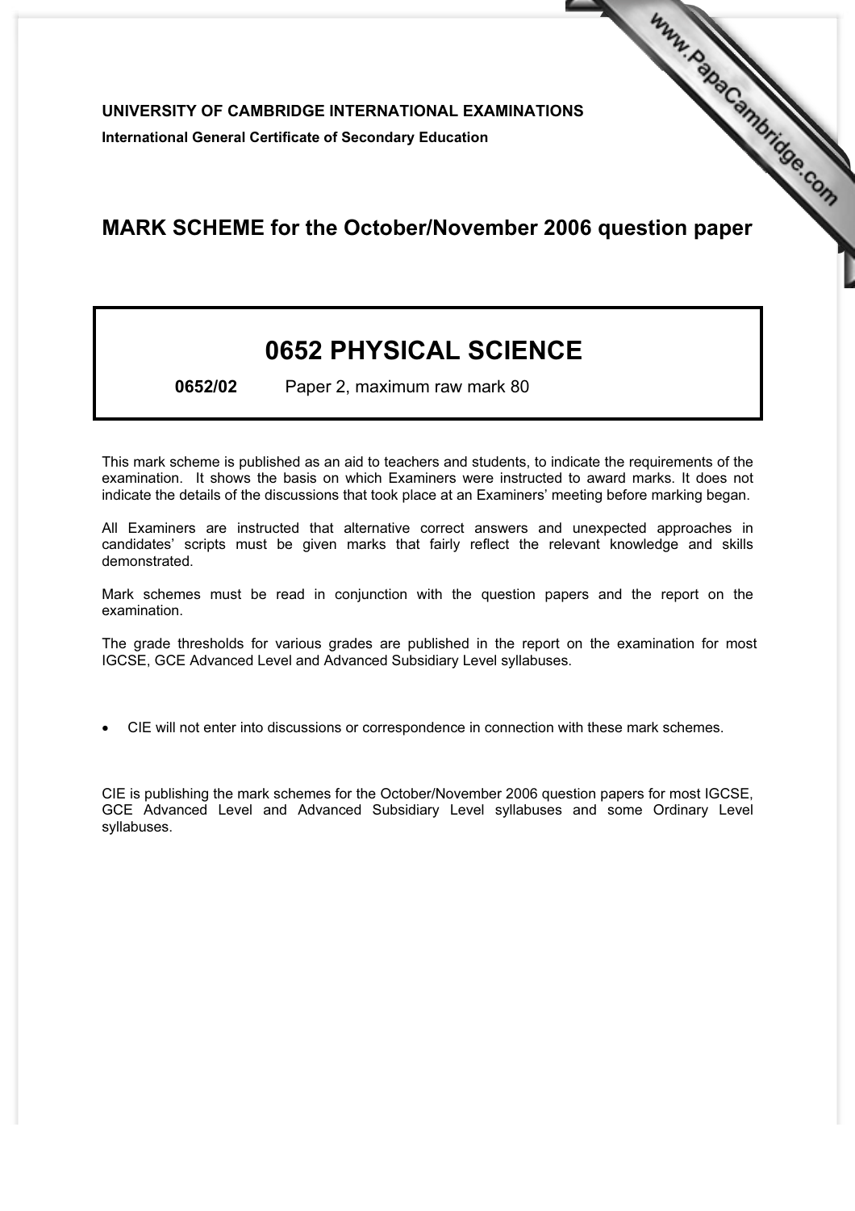**UNIVERSITY OF CAMBRIDGE INTERNATIONAL EXAMINATIONS**

**International General Certificate of Secondary Education**

# MARK SCHEME for the October/November 2006 question paper

## 0652 PHYSICAL SCIENCE

**0652/02** Paper 2, maximum raw mark 80

This mark scheme is published as an aid to teachers and students, to indicate the requirements of the examination. It shows the basis on which Examiners were instructed to award marks. It does not indicate the details of the discussions that took place at an Examiners' meeting before marking began.

All Examiners are instructed that alternative correct answers and unexpected approaches in candidates' scripts must be given marks that fairly reflect the relevant knowledge and skills demonstrated.

Mark schemes must be read in conjunction with the question papers and the report on the examination.

The grade thresholds for various grades are published in the report on the examination for most IGCSE, GCE Advanced Level and Advanced Subsidiary Level syllabuses.

- CIE will not enter into discussions or correspondence in connection with these mark schemes.

CIE is publishing the mark schemes for the October/November 2006 question papers for most IGCSE, GCE Advanced Level and Advanced Subsidiary Level syllabuses and some Ordinary Level syllabuses.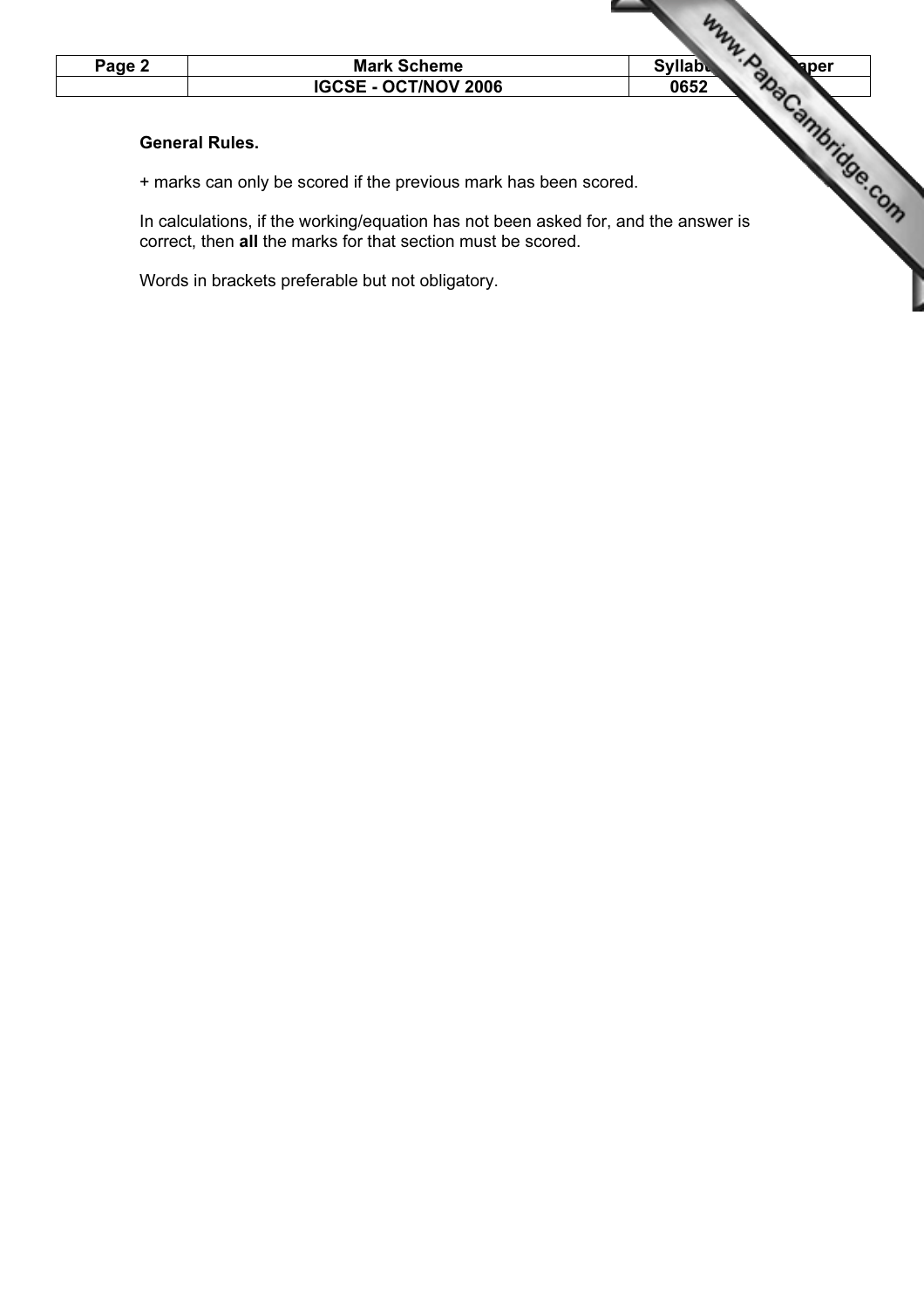**General Rules.**

+ marks can only be scored if the previous mark has been scored.

In calculations, if the working/equation has not been asked for, and the answer is correct, then **all** the marks for that section must be scored.

Words in brackets preferable but not obligatory.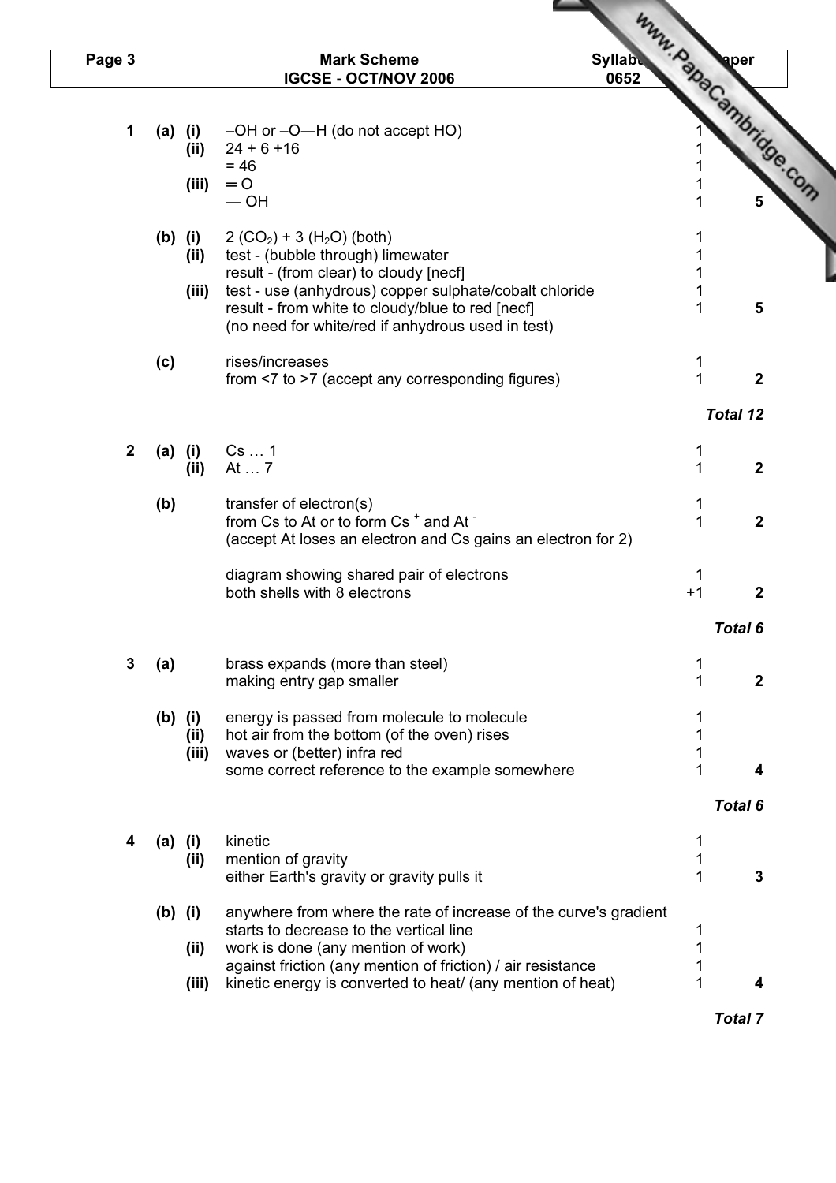| Page 3 | Mark Scheme | Syllabus | Paper |
|---|---|---|---|
| | IGCSE - OCT/NOV 2006 | 0652 | |

| | | | | | |
|---|---|---|---|---|---|
| 1 | (a) | (i) | –OH or –O—H (do not accept HO) | 1 | |
| | | (ii) | 24 + 6 +16 | 1 | |
| | | | = 46 | 1 | |
| | | (iii) | ═ O | 1 | |
| | | | — OH | 1 | 5 |
| | (b) | (i) | 2 ($CO_2$) + 3 ($H_2O$) (both) | 1 | |
| | | (ii) | test - (bubble through) limewater | 1 | |
| | | | result - (from clear) to cloudy [necf] | 1 | |
| | | (iii) | test - use (anhydrous) copper sulphate/cobalt chloride | 1 | |
| | | | result - from white to cloudy/blue to red [necf] | 1 | 5 |
| | | | (no need for white/red if anhydrous used in test) | | |
| | (c) | | rises/increases | 1 | |
| | | | from <7 to >7 (accept any corresponding figures) | 1 | 2 |
| | | | | | ***Total 12*** |
| 2 | (a) | (i) | Cs … 1 | 1 | |
| | | (ii) | At … 7 | 1 | 2 |
| | (b) | | transfer of electron(s) | 1 | |
| | | | from Cs to At or to form $Cs^+$ and $At^-$ | 1 | 2 |
| | | | (accept At loses an electron and Cs gains an electron for 2) | | |
| | | | diagram showing shared pair of electrons | 1 | |
| | | | both shells with 8 electrons | +1 | 2 |
| | | | | | ***Total 6*** |
| 3 | (a) | | brass expands (more than steel) | 1 | |
| | | | making entry gap smaller | 1 | 2 |
| | (b) | (i) | energy is passed from molecule to molecule | 1 | |
| | | (ii) | hot air from the bottom (of the oven) rises | 1 | |
| | | (iii) | waves or (better) infra red | 1 | |
| | | | some correct reference to the example somewhere | 1 | 4 |
| | | | | | ***Total 6*** |
| 4 | (a) | (i) | kinetic | 1 | |
| | | (ii) | mention of gravity | 1 | |
| | | | either Earth's gravity or gravity pulls it | 1 | 3 |
| | (b) | (i) | anywhere from where the rate of increase of the curve's gradient starts to decrease to the vertical line | 1 | |
| | | (ii) | work is done (any mention of work) | 1 | |
| | | | against friction (any mention of friction) / air resistance | 1 | |
| | | (iii) | kinetic energy is converted to heat/ (any mention of heat) | 1 | 4 |
| | | | | | ***Total 7*** |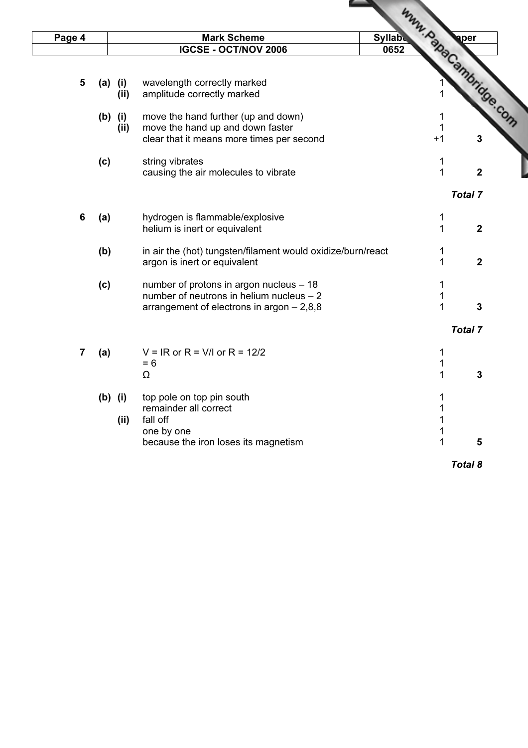| | | | | | |
|---|---|---|---|---|---|
| 5 | (a) | (i) | wavelength correctly marked | 1 | |
| | | (ii) | amplitude correctly marked | 1 | |
| | (b) | (i) | move the hand further (up and down) | 1 | |
| | | (ii) | move the hand up and down faster | 1 | |
| | | | clear that it means more times per second | +1 | 3 |
| | (c) | | string vibrates | 1 | |
| | | | causing the air molecules to vibrate | 1 | 2 |
| | | | | | ***Total 7*** |
| 6 | (a) | | hydrogen is flammable/explosive | 1 | |
| | | | helium is inert or equivalent | 1 | 2 |
| | (b) | | in air the (hot) tungsten/filament would oxidize/burn/react | 1 | |
| | | | argon is inert or equivalent | 1 | 2 |
| | (c) | | number of protons in argon nucleus – 18 | 1 | |
| | | | number of neutrons in helium nucleus – 2 | 1 | |
| | | | arrangement of electrons in argon – 2,8,8 | 1 | 3 |
| | | | | | ***Total 7*** |
| 7 | (a) | | $V = IR$ or $R = V/I$ or $R = 12/2$ | 1 | |
| | | | $= 6$ | 1 | |
| | | | $\Omega$ | 1 | 3 |
| | (b) | (i) | top pole on top pin south | 1 | |
| | | | remainder all correct | 1 | |
| | | (ii) | fall off | 1 | |
| | | | one by one | 1 | |
| | | | because the iron loses its magnetism | 1 | 5 |
| | | | | | ***Total 8*** |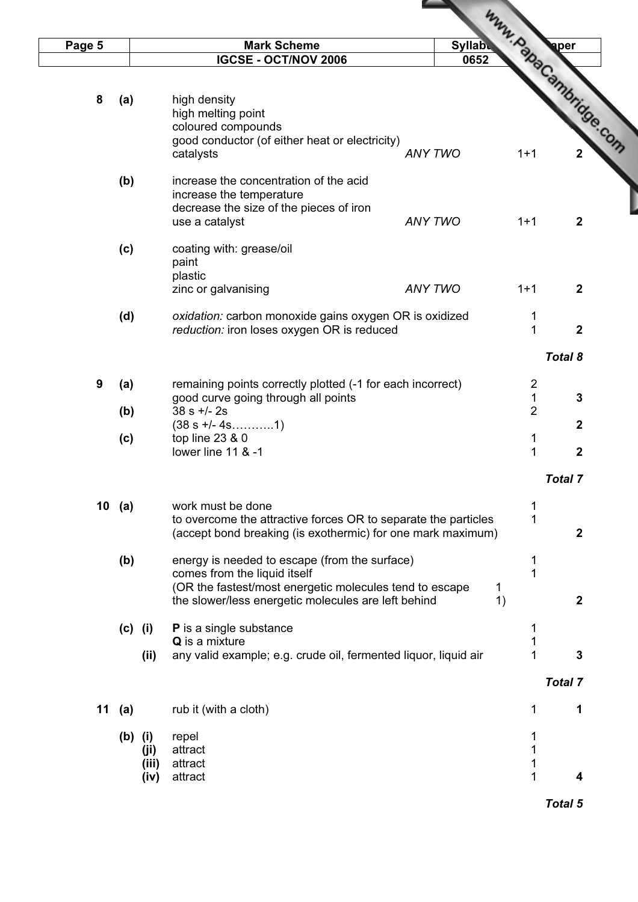| | | | | |
|---|---|---|---|---|
| **8** | **(a)** | high density<br>high melting point<br>coloured compounds<br>good conductor (of either heat or electricity)<br>catalysts *ANY TWO* | 1+1 | **2** |
| | **(b)** | increase the concentration of the acid<br>increase the temperature<br>decrease the size of the pieces of iron<br>use a catalyst *ANY TWO* | 1+1 | **2** |
| | **(c)** | coating with: grease/oil<br>paint<br>plastic<br>zinc or galvanising *ANY TWO* | 1+1 | **2** |
| | **(d)** | *oxidation:* carbon monoxide gains oxygen OR is oxidized<br>*reduction:* iron loses oxygen OR is reduced | 1<br>1 | **2** |
| | | | | ***Total 8*** |
| **9** | **(a)** | remaining points correctly plotted (-1 for each incorrect)<br>good curve going through all points | 2<br>1 | **3** |
| | **(b)** | 38 s +/- 2s<br>(38 s +/- 4s………..1) | 2 | **2** |
| | **(c)** | top line 23 & 0<br>lower line 11 & -1 | 1<br>1 | **2** |
| | | | | ***Total 7*** |
| **10** | **(a)** | work must be done<br>to overcome the attractive forces OR to separate the particles<br>(accept bond breaking (is exothermic) for one mark maximum) | 1<br>1 | **2** |
| | **(b)** | energy is needed to escape (from the surface)<br>comes from the liquid itself<br>(OR the fastest/most energetic molecules tend to escape 1<br>the slower/less energetic molecules are left behind 1) | 1<br>1 | **2** |
| | **(c) (i)** | **P** is a single substance<br>**Q** is a mixture | 1<br>1 | |
| | **(ii)** | any valid example; e.g. crude oil, fermented liquor, liquid air | 1 | **3** |
| | | | | ***Total 7*** |
| **11** | **(a)** | rub it (with a cloth) | 1 | **1** |
| | **(b) (i)** | repel | 1 | |
| | **(ji)** | attract | 1 | |
| | **(iii)** | attract | 1 | |
| | **(iv)** | attract | 1 | **4** |
| | | | | ***Total 5*** |